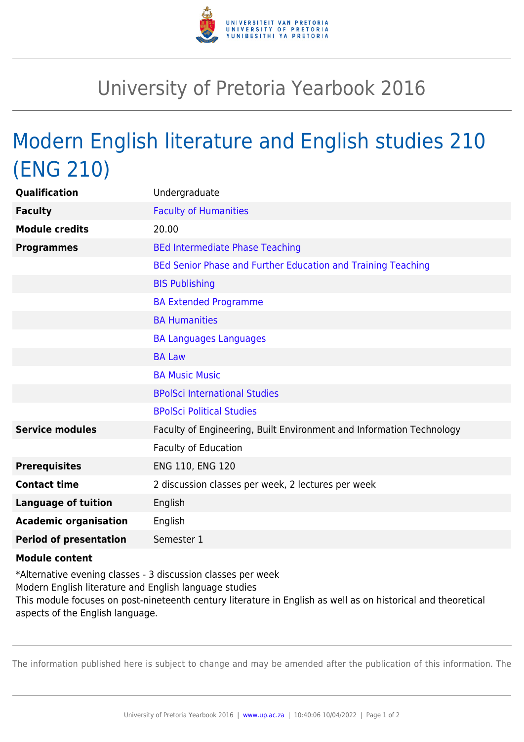# University of Pretoria Yearbook 2016

## Modern English literature and English studies 210 (ENG 210)

| | |
|---|---|
| **Qualification** | Undergraduate |
| **Faculty** | Faculty of Humanities |
| **Module credits** | 20.00 |
| **Programmes** | BEd Intermediate Phase Teaching |
| | BEd Senior Phase and Further Education and Training Teaching |
| | BIS Publishing |
| | BA Extended Programme |
| | BA Humanities |
| | BA Languages Languages |
| | BA Law |
| | BA Music Music |
| | BPolSci International Studies |
| | BPolSci Political Studies |
| **Service modules** | Faculty of Engineering, Built Environment and Information Technology |
| | Faculty of Education |
| **Prerequisites** | ENG 110, ENG 120 |
| **Contact time** | 2 discussion classes per week, 2 lectures per week |
| **Language of tuition** | English |
| **Academic organisation** | English |
| **Period of presentation** | Semester 1 |

**Module content**

*Alternative evening classes - 3 discussion classes per week
Modern English literature and English language studies
This module focuses on post-nineteenth century literature in English as well as on historical and theoretical aspects of the English language.

The information published here is subject to change and may be amended after the publication of this information. The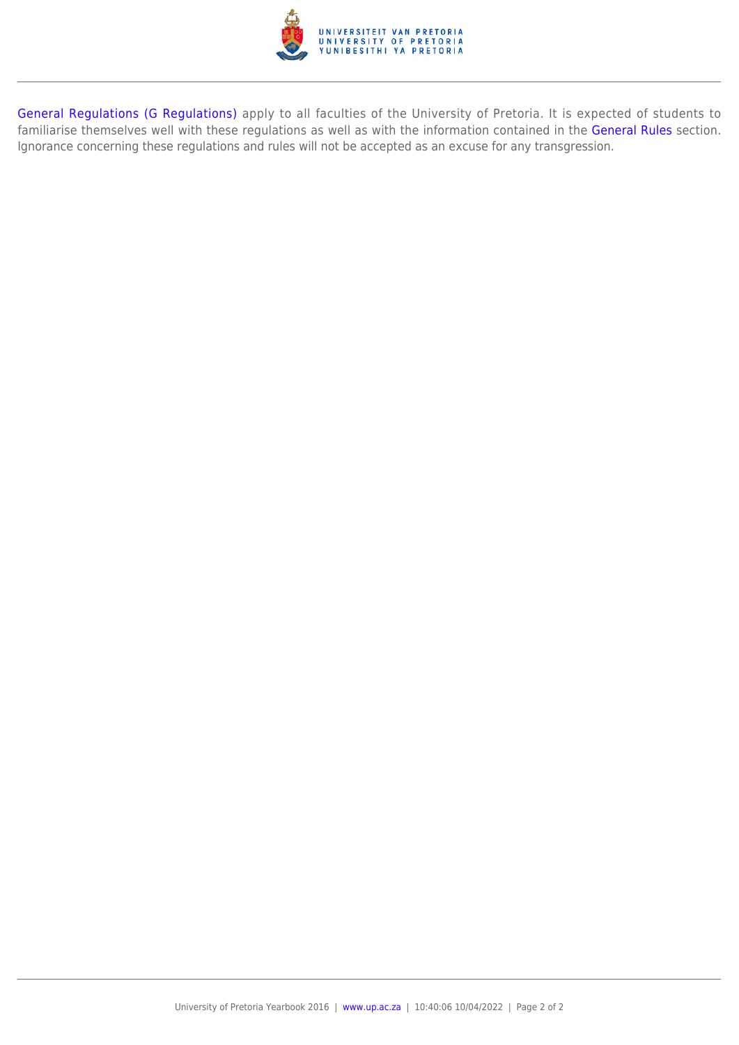General Regulations (G Regulations) apply to all faculties of the University of Pretoria. It is expected of students to familiarise themselves well with these regulations as well as with the information contained in the General Rules section. Ignorance concerning these regulations and rules will not be accepted as an excuse for any transgression.